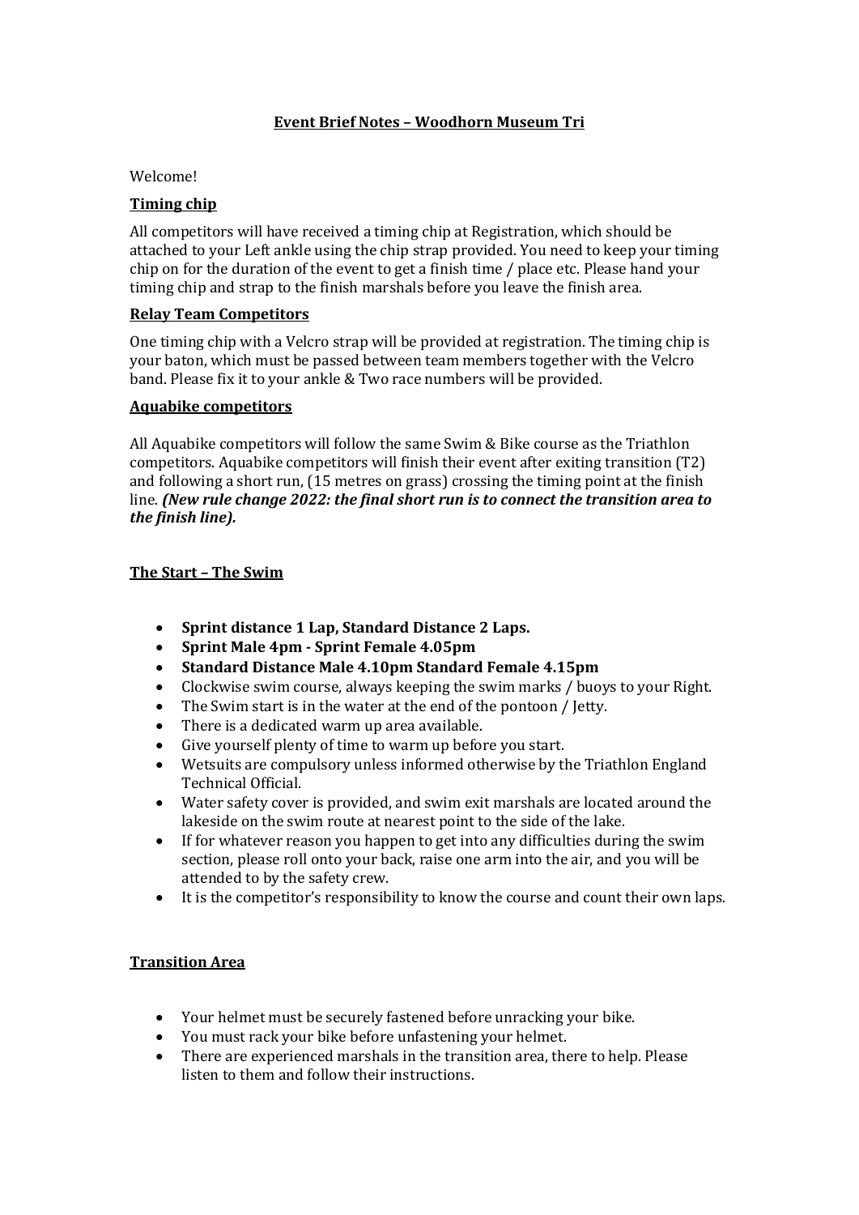# Event Brief Notes – Woodhorn Museum Tri

Welcome!

## Timing chip

All competitors will have received a timing chip at Registration, which should be attached to your Left ankle using the chip strap provided. You need to keep your timing chip on for the duration of the event to get a finish time / place etc. Please hand your timing chip and strap to the finish marshals before you leave the finish area.

## Relay Team Competitors

One timing chip with a Velcro strap will be provided at registration. The timing chip is your baton, which must be passed between team members together with the Velcro band. Please fix it to your ankle & Two race numbers will be provided.

## Aquabike competitors

All Aquabike competitors will follow the same Swim & Bike course as the Triathlon competitors. Aquabike competitors will finish their event after exiting transition (T2) and following a short run, (15 metres on grass) crossing the timing point at the finish line. ***(New rule change 2022: the final short run is to connect the transition area to the finish line).***

## The Start – The Swim

- **Sprint distance 1 Lap, Standard Distance 2 Laps.**
- **Sprint Male 4pm - Sprint Female 4.05pm**
- **Standard Distance Male 4.10pm Standard Female 4.15pm**
- Clockwise swim course, always keeping the swim marks / buoys to your Right.
- The Swim start is in the water at the end of the pontoon / Jetty.
- There is a dedicated warm up area available.
- Give yourself plenty of time to warm up before you start.
- Wetsuits are compulsory unless informed otherwise by the Triathlon England Technical Official.
- Water safety cover is provided, and swim exit marshals are located around the lakeside on the swim route at nearest point to the side of the lake.
- If for whatever reason you happen to get into any difficulties during the swim section, please roll onto your back, raise one arm into the air, and you will be attended to by the safety crew.
- It is the competitor's responsibility to know the course and count their own laps.

## Transition Area

- Your helmet must be securely fastened before unracking your bike.
- You must rack your bike before unfastening your helmet.
- There are experienced marshals in the transition area, there to help. Please listen to them and follow their instructions.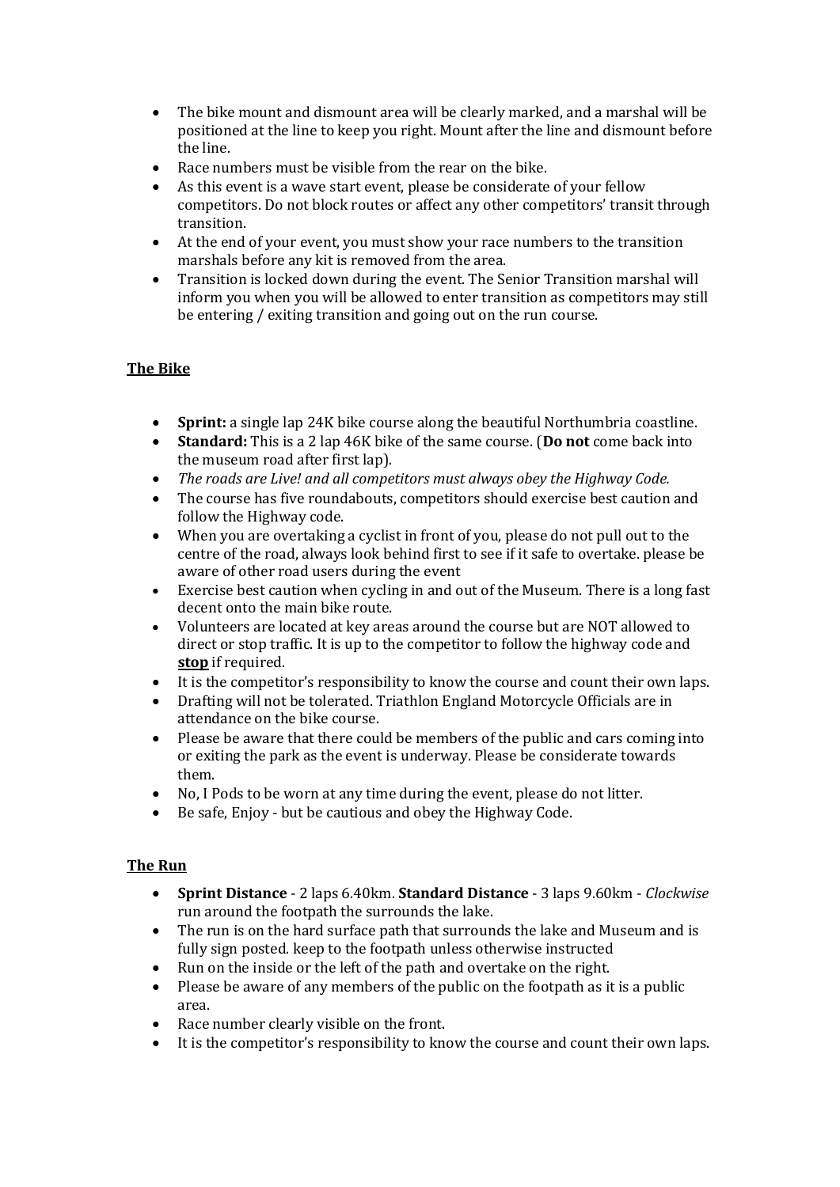- The bike mount and dismount area will be clearly marked, and a marshal will be positioned at the line to keep you right. Mount after the line and dismount before the line.
- Race numbers must be visible from the rear on the bike.
- As this event is a wave start event, please be considerate of your fellow competitors. Do not block routes or affect any other competitors' transit through transition.
- At the end of your event, you must show your race numbers to the transition marshals before any kit is removed from the area.
- Transition is locked down during the event. The Senior Transition marshal will inform you when you will be allowed to enter transition as competitors may still be entering / exiting transition and going out on the run course.

## The Bike

- **Sprint:** a single lap 24K bike course along the beautiful Northumbria coastline.
- **Standard:** This is a 2 lap 46K bike of the same course. (**Do not** come back into the museum road after first lap).
- *The roads are Live! and all competitors must always obey the Highway Code.*
- The course has five roundabouts, competitors should exercise best caution and follow the Highway code.
- When you are overtaking a cyclist in front of you, please do not pull out to the centre of the road, always look behind first to see if it safe to overtake. please be aware of other road users during the event
- Exercise best caution when cycling in and out of the Museum. There is a long fast decent onto the main bike route.
- Volunteers are located at key areas around the course but are NOT allowed to direct or stop traffic. It is up to the competitor to follow the highway code and **stop** if required.
- It is the competitor's responsibility to know the course and count their own laps.
- Drafting will not be tolerated. Triathlon England Motorcycle Officials are in attendance on the bike course.
- Please be aware that there could be members of the public and cars coming into or exiting the park as the event is underway. Please be considerate towards them.
- No, I Pods to be worn at any time during the event, please do not litter.
- Be safe, Enjoy - but be cautious and obey the Highway Code.

## The Run

- **Sprint Distance** - 2 laps 6.40km. **Standard Distance** - 3 laps 9.60km - *Clockwise* run around the footpath the surrounds the lake.
- The run is on the hard surface path that surrounds the lake and Museum and is fully sign posted. keep to the footpath unless otherwise instructed
- Run on the inside or the left of the path and overtake on the right.
- Please be aware of any members of the public on the footpath as it is a public area.
- Race number clearly visible on the front.
- It is the competitor's responsibility to know the course and count their own laps.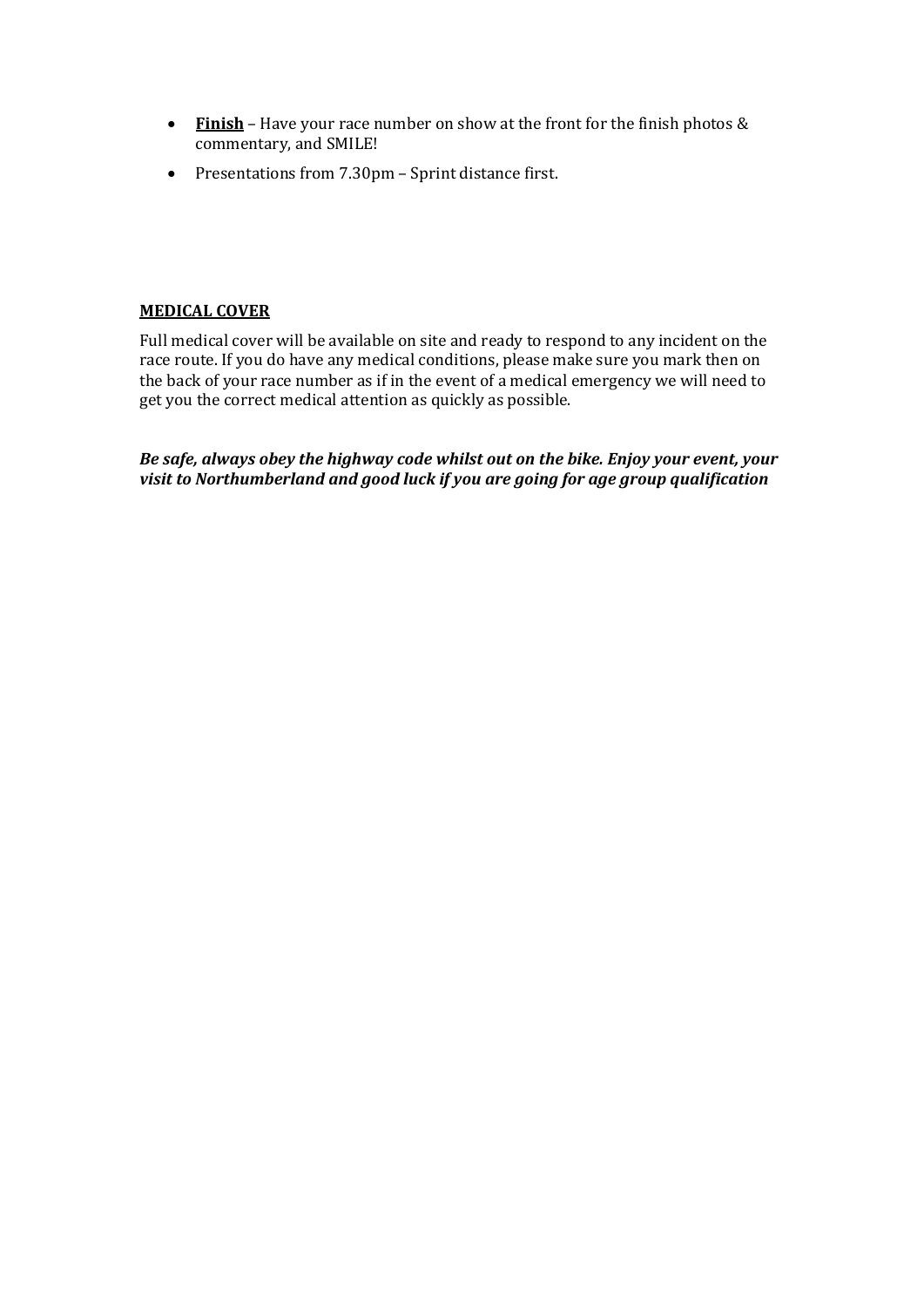- **Finish** – Have your race number on show at the front for the finish photos & commentary, and SMILE!
- Presentations from 7.30pm – Sprint distance first.

**MEDICAL COVER**

Full medical cover will be available on site and ready to respond to any incident on the race route. If you do have any medical conditions, please make sure you mark then on the back of your race number as if in the event of a medical emergency we will need to get you the correct medical attention as quickly as possible.

***Be safe, always obey the highway code whilst out on the bike. Enjoy your event, your visit to Northumberland and good luck if you are going for age group qualification***